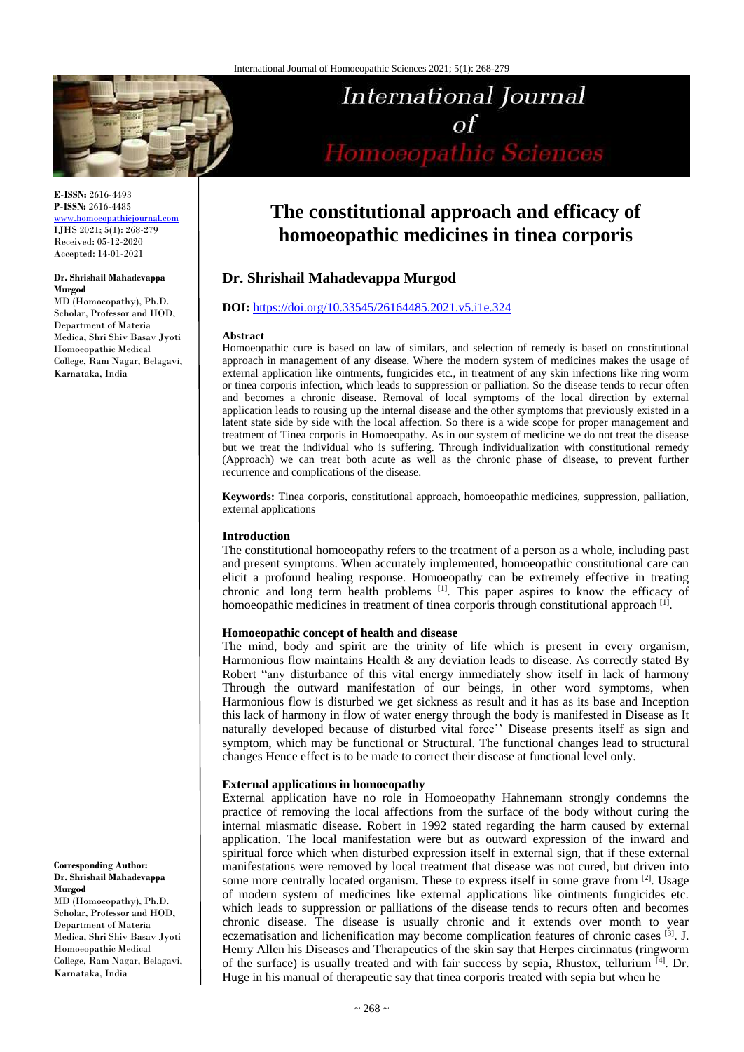# The constitutional approach and efficacy of homoeopathic medicines in tinea corporis

**E-ISSN:** 2616-4493
**P-ISSN:** 2616-4485
www.homoeopathicjournal.com
IJHS 2021; 5(1): 268-279
Received: 05-12-2020
Accepted: 14-01-2021

**Dr. Shrishail Mahadevappa Murgod**
MD (Homoeopathy), Ph.D. Scholar, Professor and HOD, Department of Materia Medica, Shri Shiv Basav Jyoti Homoeopathic Medical College, Ram Nagar, Belagavi, Karnataka, India

**Corresponding Author:**
**Dr. Shrishail Mahadevappa Murgod**
MD (Homoeopathy), Ph.D. Scholar, Professor and HOD, Department of Materia Medica, Shri Shiv Basav Jyoti Homoeopathic Medical College, Ram Nagar, Belagavi, Karnataka, India

## Dr. Shrishail Mahadevappa Murgod

**DOI:** https://doi.org/10.33545/26164485.2021.v5.i1e.324

**Abstract**

Homoeopathic cure is based on law of similars, and selection of remedy is based on constitutional approach in management of any disease. Where the modern system of medicines makes the usage of external application like ointments, fungicides etc., in treatment of any skin infections like ring worm or tinea corporis infection, which leads to suppression or palliation. So the disease tends to recur often and becomes a chronic disease. Removal of local symptoms of the local direction by external application leads to rousing up the internal disease and the other symptoms that previously existed in a latent state side by side with the local affection. So there is a wide scope for proper management and treatment of Tinea corporis in Homoeopathy. As in our system of medicine we do not treat the disease but we treat the individual who is suffering. Through individualization with constitutional remedy (Approach) we can treat both acute as well as the chronic phase of disease, to prevent further recurrence and complications of the disease.

**Keywords:** Tinea corporis, constitutional approach, homoeopathic medicines, suppression, palliation, external applications

### Introduction

The constitutional homoeopathy refers to the treatment of a person as a whole, including past and present symptoms. When accurately implemented, homoeopathic constitutional care can elicit a profound healing response. Homoeopathy can be extremely effective in treating chronic and long term health problems [1]. This paper aspires to know the efficacy of homoeopathic medicines in treatment of tinea corporis through constitutional approach [1].

### Homoeopathic concept of health and disease

The mind, body and spirit are the trinity of life which is present in every organism, Harmonious flow maintains Health & any deviation leads to disease. As correctly stated By Robert "any disturbance of this vital energy immediately show itself in lack of harmony Through the outward manifestation of our beings, in other word symptoms, when Harmonious flow is disturbed we get sickness as result and it has as its base and Inception this lack of harmony in flow of water energy through the body is manifested in Disease as It naturally developed because of disturbed vital force'' Disease presents itself as sign and symptom, which may be functional or Structural. The functional changes lead to structural changes Hence effect is to be made to correct their disease at functional level only.

### External applications in homoeopathy

External application have no role in Homoeopathy Hahnemann strongly condemns the practice of removing the local affections from the surface of the body without curing the internal miasmatic disease. Robert in 1992 stated regarding the harm caused by external application. The local manifestation were but as outward expression of the inward and spiritual force which when disturbed expression itself in external sign, that if these external manifestations were removed by local treatment that disease was not cured, but driven into some more centrally located organism. These to express itself in some grave from [2]. Usage of modern system of medicines like external applications like ointments fungicides etc. which leads to suppression or palliations of the disease tends to recurs often and becomes chronic disease. The disease is usually chronic and it extends over month to year eczematisation and lichenification may become complication features of chronic cases [3]. J. Henry Allen his Diseases and Therapeutics of the skin say that Herpes circinnatus (ringworm of the surface) is usually treated and with fair success by sepia, Rhustox, tellurium [4]. Dr. Huge in his manual of therapeutic say that tinea corporis treated with sepia but when he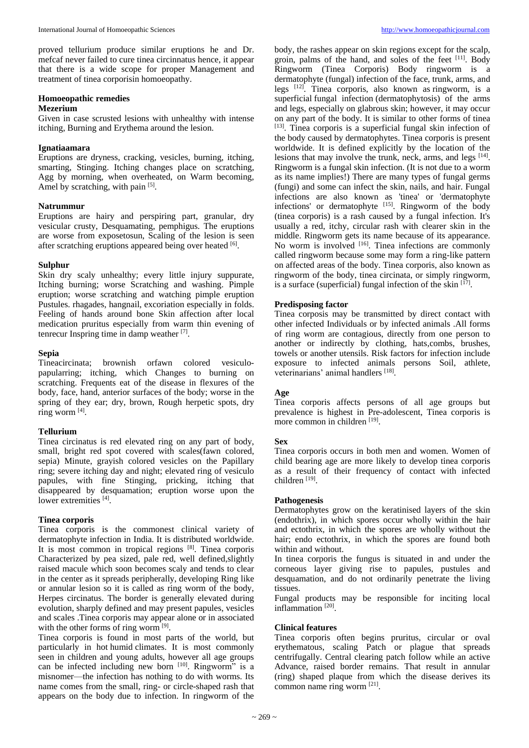proved tellurium produce similar eruptions he and Dr. mefcaf never failed to cure tinea circinnatus hence, it appear that there is a wide scope for proper Management and treatment of tinea corporisin homoeopathy.

### Homoeopathic remedies

#### Mezerium

Given in case scrusted lesions with unhealthy with intense itching, Burning and Erythema around the lesion.

#### Ignatiaamara

Eruptions are dryness, cracking, vesicles, burning, itching, smarting, Stinging. Itching changes place on scratching, Agg by morning, when overheated, on Warm becoming, Amel by scratching, with pain [5].

#### Natrummur

Eruptions are hairy and perspiring part, granular, dry vesicular crusty, Desquamating, pemphigus. The eruptions are worse from exposetosun, Scaling of the lesion is seen after scratching eruptions appeared being over heated [6].

#### Sulphur

Skin dry scaly unhealthy; every little injury suppurate, Itching burning; worse Scratching and washing. Pimple eruption; worse scratching and watching pimple eruption Pustules. rhagades, hangnail, excoriation especially in folds. Feeling of hands around bone Skin affection after local medication pruritus especially from warm thin evening of tenrecur Inspring time in damp weather [7].

#### Sepia

Tineacircinata; brownish orfawn colored vesiculo-papularring; itching, which Changes to burning on scratching. Frequents eat of the disease in flexures of the body, face, hand, anterior surfaces of the body; worse in the spring of they ear; dry, brown, Rough herpetic spots, dry ring worm [4].

#### Tellurium

Tinea circinatus is red elevated ring on any part of body, small, bright red spot covered with scales(fawn colored, sepia) Minute, grayish colored vesicles on the Papillary ring; severe itching day and night; elevated ring of vesiculo papules, with fine Stinging, pricking, itching that disappeared by desquamation; eruption worse upon the lower extremities [4].

### Tinea corporis

Tinea corporis is the commonest clinical variety of dermatophyte infection in India. It is distributed worldwide. It is most common in tropical regions [8]. Tinea corporis Characterized by pea sized, pale red, well defined,slightly raised macule which soon becomes scaly and tends to clear in the center as it spreads peripherally, developing Ring like or annular lesion so it is called as ring worm of the body, Herpes circinatus. The border is generally elevated during evolution, sharply defined and may present papules, vesicles and scales .Tinea corporis may appear alone or in associated with the other forms of ring worm [9].

Tinea corporis is found in most parts of the world, but particularly in hot humid climates. It is most commonly seen in children and young adults, however all age groups can be infected including new born [10]. Ringworm" is a misnomer—the infection has nothing to do with worms. Its name comes from the small, ring- or circle-shaped rash that appears on the body due to infection. In ringworm of the body, the rashes appear on skin regions except for the scalp, groin, palms of the hand, and soles of the feet [11]. Body Ringworm (Tinea Corporis) Body ringworm is a dermatophyte (fungal) infection of the face, trunk, arms, and legs [12]. Tinea corporis, also known as ringworm, is a superficial fungal infection (dermatophytosis) of the arms and legs, especially on glabrous skin; however, it may occur on any part of the body. It is similar to other forms of tinea [13]. Tinea corporis is a superficial fungal skin infection of the body caused by dermatophytes. Tinea corporis is present worldwide. It is defined explicitly by the location of the lesions that may involve the trunk, neck, arms, and legs [14]. Ringworm is a fungal skin infection. (It is not due to a worm as its name implies!) There are many types of fungal germs (fungi) and some can infect the skin, nails, and hair. Fungal infections are also known as 'tinea' or 'dermatophyte infections' or dermatophyte [15]. Ringworm of the body (tinea corporis) is a rash caused by a fungal infection. It's usually a red, itchy, circular rash with clearer skin in the middle. Ringworm gets its name because of its appearance. No worm is involved [16]. Tinea infections are commonly called ringworm because some may form a ring-like pattern on affected areas of the body. Tinea corporis, also known as ringworm of the body, tinea circinata, or simply ringworm, is a surface (superficial) fungal infection of the skin [17].

#### Predisposing factor

Tinea corposis may be transmitted by direct contact with other infected Individuals or by infected animals .All forms of ring worm are contagious, directly from one person to another or indirectly by clothing, hats,combs, brushes, towels or another utensils. Risk factors for infection include exposure to infected animals persons Soil, athlete, veterinarians' animal handlers [18].

#### Age

Tinea corporis affects persons of all age groups but prevalence is highest in Pre-adolescent, Tinea corporis is more common in children [19].

#### Sex

Tinea corporis occurs in both men and women. Women of child bearing age are more likely to develop tinea corporis as a result of their frequency of contact with infected children [19].

#### Pathogenesis

Dermatophytes grow on the keratinised layers of the skin (endothrix), in which spores occur wholly within the hair and ectothrix, in which the spores are wholly without the hair; endo ectothrix, in which the spores are found both within and without.

In tinea corporis the fungus is situated in and under the corneous layer giving rise to papules, pustules and desquamation, and do not ordinarily penetrate the living tissues.

Fungal products may be responsible for inciting local inflammation [20].

#### Clinical features

Tinea corporis often begins pruritus, circular or oval erythematous, scaling Patch or plague that spreads centrifugally. Central clearing patch follow while an active Advance, raised border remains. That result in annular (ring) shaped plaque from which the disease derives its common name ring worm [21].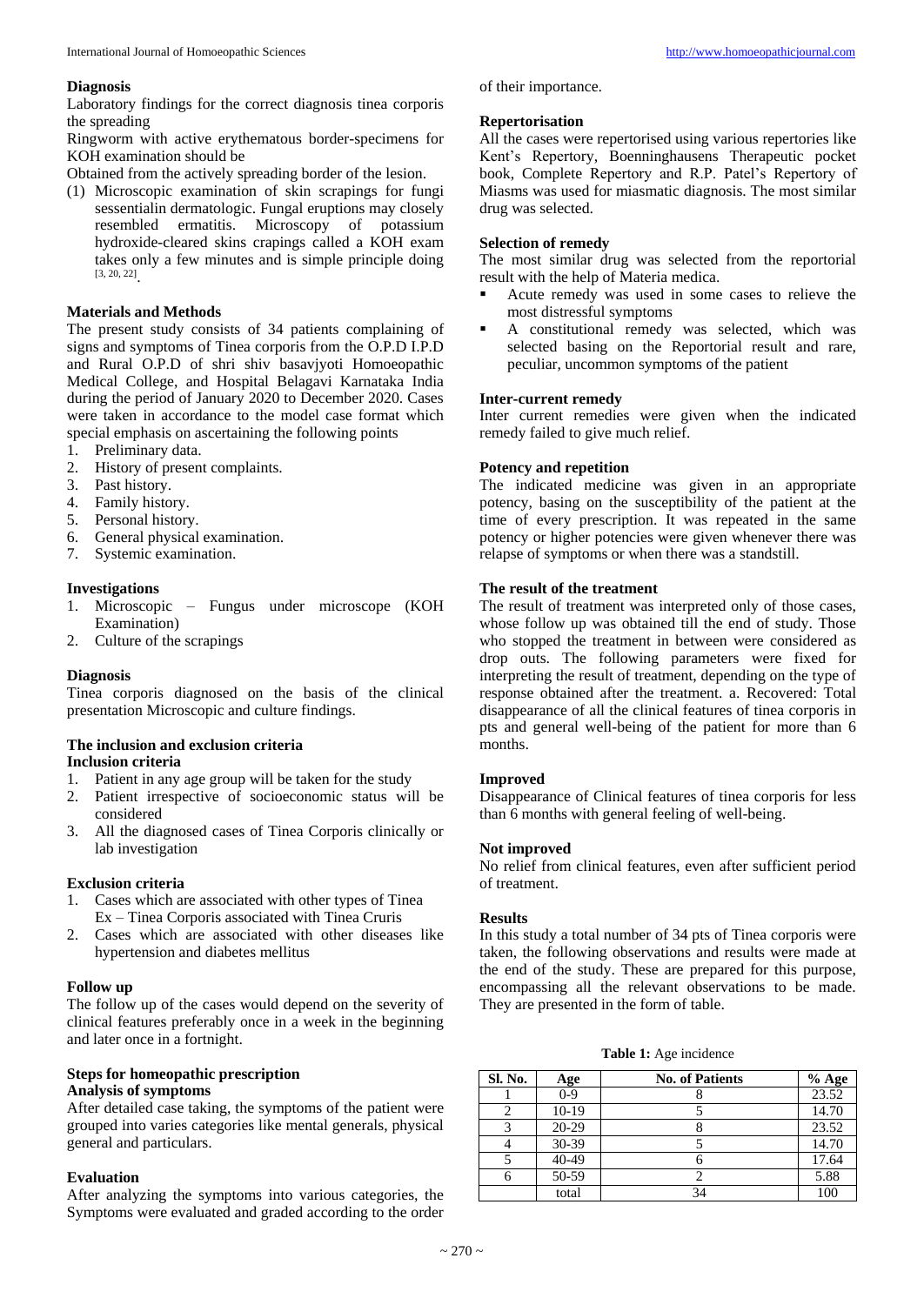### Diagnosis

Laboratory findings for the correct diagnosis tinea corporis the spreading

Ringworm with active erythematous border-specimens for KOH examination should be

Obtained from the actively spreading border of the lesion.

(1) Microscopic examination of skin scrapings for fungi sessentialin dermatologic. Fungal eruptions may closely resembled ermatitis. Microscopy of potassium hydroxide-cleared skins crapings called a KOH exam takes only a few minutes and is simple principle doing [3, 20, 22].

### Materials and Methods

The present study consists of 34 patients complaining of signs and symptoms of Tinea corporis from the O.P.D I.P.D and Rural O.P.D of shri shiv basavjyoti Homoeopathic Medical College, and Hospital Belagavi Karnataka India during the period of January 2020 to December 2020. Cases were taken in accordance to the model case format which special emphasis on ascertaining the following points

1. Preliminary data.
2. History of present complaints.
3. Past history.
4. Family history.
5. Personal history.
6. General physical examination.
7. Systemic examination.

### Investigations

1. Microscopic – Fungus under microscope (KOH Examination)
2. Culture of the scrapings

### Diagnosis

Tinea corporis diagnosed on the basis of the clinical presentation Microscopic and culture findings.

### The inclusion and exclusion criteria

#### Inclusion criteria

1. Patient in any age group will be taken for the study
2. Patient irrespective of socioeconomic status will be considered
3. All the diagnosed cases of Tinea Corporis clinically or lab investigation

#### Exclusion criteria

1. Cases which are associated with other types of Tinea Ex – Tinea Corporis associated with Tinea Cruris
2. Cases which are associated with other diseases like hypertension and diabetes mellitus

### Follow up

The follow up of the cases would depend on the severity of clinical features preferably once in a week in the beginning and later once in a fortnight.

### Steps for homeopathic prescription

#### Analysis of symptoms

After detailed case taking, the symptoms of the patient were grouped into varies categories like mental generals, physical general and particulars.

### Evaluation

After analyzing the symptoms into various categories, the Symptoms were evaluated and graded according to the order of their importance.

### Repertorisation

All the cases were repertorised using various repertories like Kent's Repertory, Boenninghausens Therapeutic pocket book, Complete Repertory and R.P. Patel's Repertory of Miasms was used for miasmatic diagnosis. The most similar drug was selected.

### Selection of remedy

The most similar drug was selected from the reportorial result with the help of Materia medica.

- Acute remedy was used in some cases to relieve the most distressful symptoms
- A constitutional remedy was selected, which was selected basing on the Reportorial result and rare, peculiar, uncommon symptoms of the patient

### Inter-current remedy

Inter current remedies were given when the indicated remedy failed to give much relief.

### Potency and repetition

The indicated medicine was given in an appropriate potency, basing on the susceptibility of the patient at the time of every prescription. It was repeated in the same potency or higher potencies were given whenever there was relapse of symptoms or when there was a standstill.

### The result of the treatment

The result of treatment was interpreted only of those cases, whose follow up was obtained till the end of study. Those who stopped the treatment in between were considered as drop outs. The following parameters were fixed for interpreting the result of treatment, depending on the type of response obtained after the treatment. a. Recovered: Total disappearance of all the clinical features of tinea corporis in pts and general well-being of the patient for more than 6 months.

### Improved

Disappearance of Clinical features of tinea corporis for less than 6 months with general feeling of well-being.

### Not improved

No relief from clinical features, even after sufficient period of treatment.

### Results

In this study a total number of 34 pts of Tinea corporis were taken, the following observations and results were made at the end of the study. These are prepared for this purpose, encompassing all the relevant observations to be made. They are presented in the form of table.

**Table 1:** Age incidence

| Sl. No. | Age | No. of Patients | % Age |
|---|---|---|---|
| 1 | 0-9 | 8 | 23.52 |
| 2 | 10-19 | 5 | 14.70 |
| 3 | 20-29 | 8 | 23.52 |
| 4 | 30-39 | 5 | 14.70 |
| 5 | 40-49 | 6 | 17.64 |
| 6 | 50-59 | 2 | 5.88 |
| | total | 34 | 100 |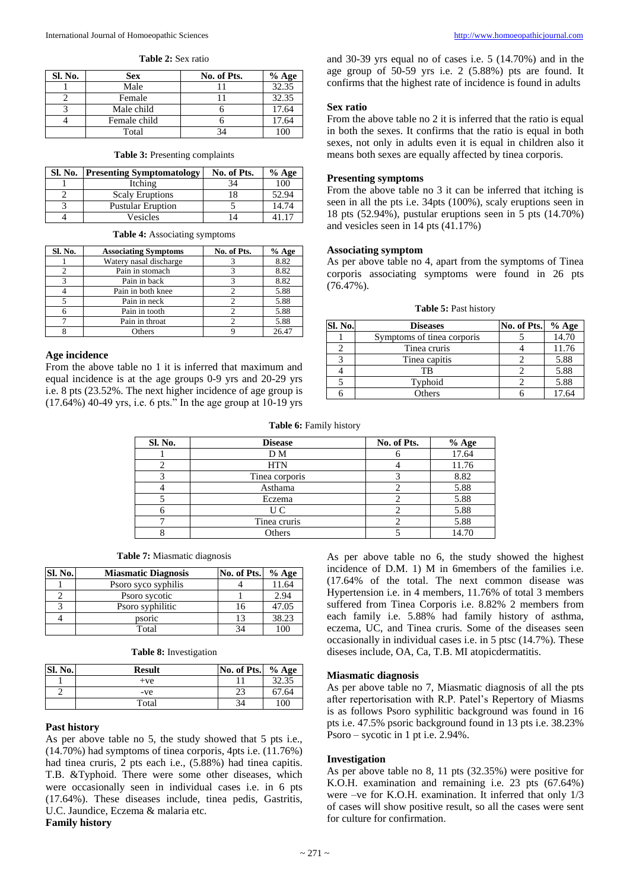**Table 2:** Sex ratio

| Sl. No. | Sex | No. of Pts. | % Age |
|---|---|---|---|
| 1 | Male | 11 | 32.35 |
| 2 | Female | 11 | 32.35 |
| 3 | Male child | 6 | 17.64 |
| 4 | Female child | 6 | 17.64 |
| | Total | 34 | 100 |

**Table 3:** Presenting complaints

| Sl. No. | Presenting Symptomatology | No. of Pts. | % Age |
|---|---|---|---|
| 1 | Itching | 34 | 100 |
| 2 | Scaly Eruptions | 18 | 52.94 |
| 3 | Pustular Eruption | 5 | 14.74 |
| 4 | Vesicles | 14 | 41.17 |

**Table 4:** Associating symptoms

| Sl. No. | Associating Symptoms | No. of Pts. | % Age |
|---|---|---|---|
| 1 | Watery nasal discharge | 3 | 8.82 |
| 2 | Pain in stomach | 3 | 8.82 |
| 3 | Pain in back | 3 | 8.82 |
| 4 | Pain in both knee | 2 | 5.88 |
| 5 | Pain in neck | 2 | 5.88 |
| 6 | Pain in tooth | 2 | 5.88 |
| 7 | Pain in throat | 2 | 5.88 |
| 8 | Others | 9 | 26.47 |

**Age incidence**

From the above table no 1 it is inferred that maximum and equal incidence is at the age groups 0-9 yrs and 20-29 yrs i.e. 8 pts (23.52%. The next higher incidence of age group is (17.64%) 40-49 yrs, i.e. 6 pts." In the age group at 10-19 yrs and 30-39 yrs equal no of cases i.e. 5 (14.70%) and in the age group of 50-59 yrs i.e. 2 (5.88%) pts are found. It confirms that the highest rate of incidence is found in adults

**Sex ratio**

From the above table no 2 it is inferred that the ratio is equal in both the sexes. It confirms that the ratio is equal in both sexes, not only in adults even it is equal in children also it means both sexes are equally affected by tinea corporis.

**Presenting symptoms**

From the above table no 3 it can be inferred that itching is seen in all the pts i.e. 34pts (100%), scaly eruptions seen in 18 pts (52.94%), pustular eruptions seen in 5 pts (14.70%) and vesicles seen in 14 pts (41.17%)

**Associating symptom**

As per above table no 4, apart from the symptoms of Tinea corporis associating symptoms were found in 26 pts (76.47%).

**Table 5:** Past history

| Sl. No. | Diseases | No. of Pts. | % Age |
|---|---|---|---|
| 1 | Symptoms of tinea corporis | 5 | 14.70 |
| 2 | Tinea cruris | 4 | 11.76 |
| 3 | Tinea capitis | 2 | 5.88 |
| 4 | TB | 2 | 5.88 |
| 5 | Typhoid | 2 | 5.88 |
| 6 | Others | 6 | 17.64 |

**Table 6:** Family history

| Sl. No. | Disease | No. of Pts. | % Age |
|---|---|---|---|
| 1 | D M | 6 | 17.64 |
| 2 | HTN | 4 | 11.76 |
| 3 | Tinea corporis | 3 | 8.82 |
| 4 | Asthama | 2 | 5.88 |
| 5 | Eczema | 2 | 5.88 |
| 6 | U C | 2 | 5.88 |
| 7 | Tinea cruris | 2 | 5.88 |
| 8 | Others | 5 | 14.70 |

**Table 7:** Miasmatic diagnosis

| Sl. No. | Miasmatic Diagnosis | No. of Pts. | % Age |
|---|---|---|---|
| 1 | Psoro syco syphilis | 4 | 11.64 |
| 2 | Psoro sycotic | 1 | 2.94 |
| 3 | Psoro syphilitic | 16 | 47.05 |
| 4 | psoric | 13 | 38.23 |
| | Total | 34 | 100 |

**Table 8:** Investigation

| Sl. No. | Result | No. of Pts. | % Age |
|---|---|---|---|
| 1 | +ve | 11 | 32.35 |
| 2 | -ve | 23 | 67.64 |
| | Total | 34 | 100 |

**Past history**

As per above table no 5, the study showed that 5 pts i.e., (14.70%) had symptoms of tinea corporis, 4pts i.e. (11.76%) had tinea cruris, 2 pts each i.e., (5.88%) had tinea capitis. T.B. &Typhoid. There were some other diseases, which were occasionally seen in individual cases i.e. in 6 pts (17.64%). These diseases include, tinea pedis, Gastritis, U.C. Jaundice, Eczema & malaria etc.

**Family history**

As per above table no 6, the study showed the highest incidence of D.M. 1) M in 6members of the families i.e. (17.64% of the total. The next common disease was Hypertension i.e. in 4 members, 11.76% of total 3 members suffered from Tinea Corporis i.e. 8.82% 2 members from each family i.e. 5.88% had family history of asthma, eczema, UC, and Tinea cruris. Some of the diseases seen occasionally in individual cases i.e. in 5 ptsc (14.7%). These diseases include, OA, Ca, T.B. MI atopicdermatitis.

**Miasmatic diagnosis**

As per above table no 7, Miasmatic diagnosis of all the pts after repertorisation with R.P. Patel's Repertory of Miasms is as follows Psoro syphilitic background was found in 16 pts i.e. 47.5% psoric background found in 13 pts i.e. 38.23% Psoro – sycotic in 1 pt i.e. 2.94%.

**Investigation**

As per above table no 8, 11 pts (32.35%) were positive for K.O.H. examination and remaining i.e. 23 pts (67.64%) were –ve for K.O.H. examination. It inferred that only 1/3 of cases will show positive result, so all the cases were sent for culture for confirmation.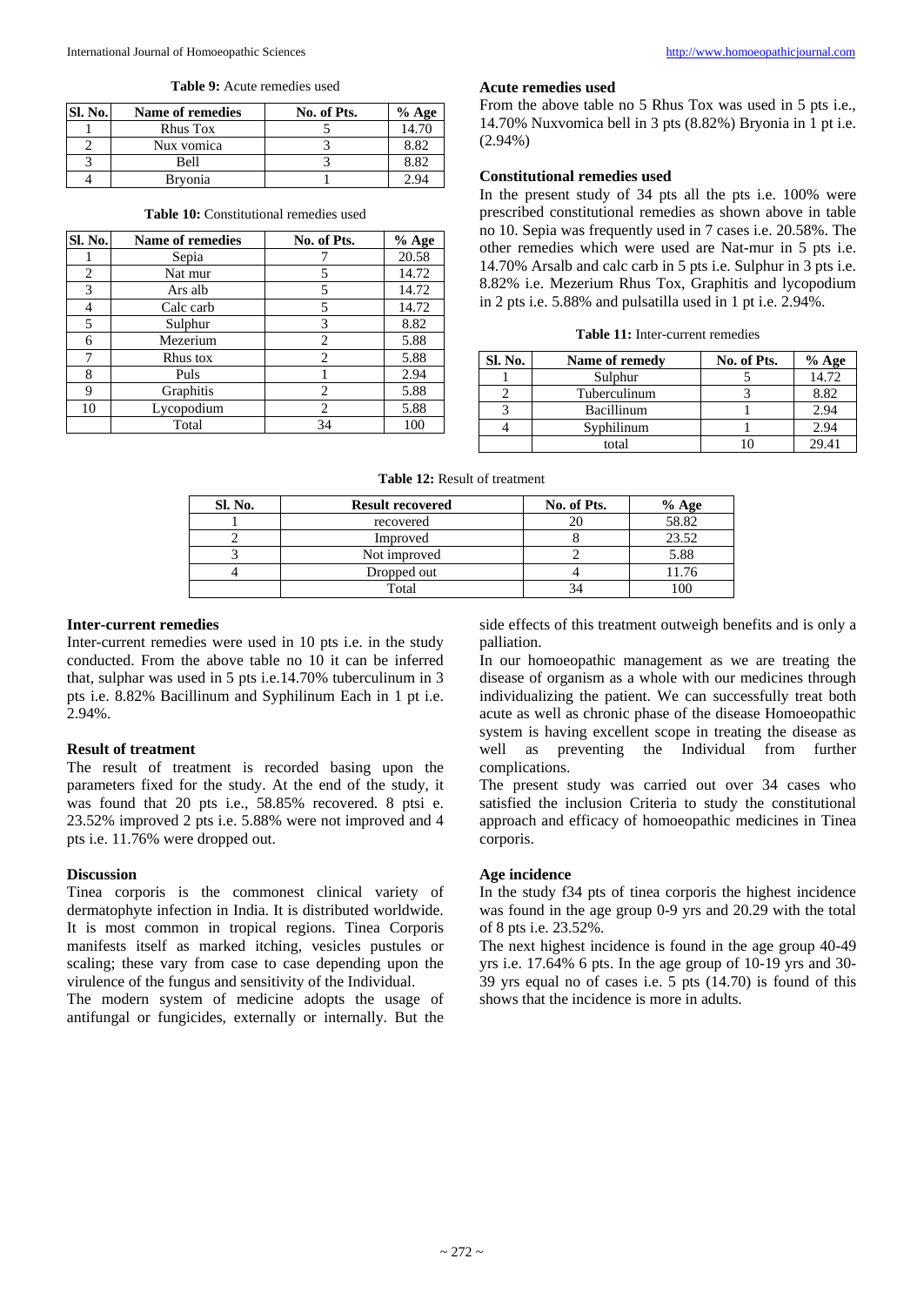**Table 9:** Acute remedies used

| Sl. No. | Name of remedies | No. of Pts. | % Age |
|---|---|---|---|
| 1 | Rhus Tox | 5 | 14.70 |
| 2 | Nux vomica | 3 | 8.82 |
| 3 | Bell | 3 | 8.82 |
| 4 | Bryonia | 1 | 2.94 |

**Table 10:** Constitutional remedies used

| Sl. No. | Name of remedies | No. of Pts. | % Age |
|---|---|---|---|
| 1 | Sepia | 7 | 20.58 |
| 2 | Nat mur | 5 | 14.72 |
| 3 | Ars alb | 5 | 14.72 |
| 4 | Calc carb | 5 | 14.72 |
| 5 | Sulphur | 3 | 8.82 |
| 6 | Mezerium | 2 | 5.88 |
| 7 | Rhus tox | 2 | 5.88 |
| 8 | Puls | 1 | 2.94 |
| 9 | Graphitis | 2 | 5.88 |
| 10 | Lycopodium | 2 | 5.88 |
| | Total | 34 | 100 |

### Acute remedies used

From the above table no 5 Rhus Tox was used in 5 pts i.e., 14.70% Nuxvomica bell in 3 pts (8.82%) Bryonia in 1 pt i.e. (2.94%)

### Constitutional remedies used

In the present study of 34 pts all the pts i.e. 100% were prescribed constitutional remedies as shown above in table no 10. Sepia was frequently used in 7 cases i.e. 20.58%. The other remedies which were used are Nat-mur in 5 pts i.e. 14.70% Arsalb and calc carb in 5 pts i.e. Sulphur in 3 pts i.e. 8.82% i.e. Mezerium Rhus Tox, Graphitis and lycopodium in 2 pts i.e. 5.88% and pulsatilla used in 1 pt i.e. 2.94%.

**Table 11:** Inter-current remedies

| Sl. No. | Name of remedy | No. of Pts. | % Age |
|---|---|---|---|
| 1 | Sulphur | 5 | 14.72 |
| 2 | Tuberculinum | 3 | 8.82 |
| 3 | Bacillinum | 1 | 2.94 |
| 4 | Syphilinum | 1 | 2.94 |
| | total | 10 | 29.41 |

**Table 12:** Result of treatment

| Sl. No. | Result recovered | No. of Pts. | % Age |
|---|---|---|---|
| 1 | recovered | 20 | 58.82 |
| 2 | Improved | 8 | 23.52 |
| 3 | Not improved | 2 | 5.88 |
| 4 | Dropped out | 4 | 11.76 |
| | Total | 34 | 100 |

### Inter-current remedies

Inter-current remedies were used in 10 pts i.e. in the study conducted. From the above table no 10 it can be inferred that, sulphar was used in 5 pts i.e.14.70% tuberculinum in 3 pts i.e. 8.82% Bacillinum and Syphilinum Each in 1 pt i.e. 2.94%.

### Result of treatment

The result of treatment is recorded basing upon the parameters fixed for the study. At the end of the study, it was found that 20 pts i.e., 58.85% recovered. 8 ptsi e. 23.52% improved 2 pts i.e. 5.88% were not improved and 4 pts i.e. 11.76% were dropped out.

### Discussion

Tinea corporis is the commonest clinical variety of dermatophyte infection in India. It is distributed worldwide. It is most common in tropical regions. Tinea Corporis manifests itself as marked itching, vesicles pustules or scaling; these vary from case to case depending upon the virulence of the fungus and sensitivity of the Individual.

The modern system of medicine adopts the usage of antifungal or fungicides, externally or internally. But the side effects of this treatment outweigh benefits and is only a palliation.

In our homoeopathic management as we are treating the disease of organism as a whole with our medicines through individualizing the patient. We can successfully treat both acute as well as chronic phase of the disease Homoeopathic system is having excellent scope in treating the disease as well as preventing the Individual from further complications.

The present study was carried out over 34 cases who satisfied the inclusion Criteria to study the constitutional approach and efficacy of homoeopathic medicines in Tinea corporis.

### Age incidence

In the study f34 pts of tinea corporis the highest incidence was found in the age group 0-9 yrs and 20.29 with the total of 8 pts i.e. 23.52%.

The next highest incidence is found in the age group 40-49 yrs i.e. 17.64% 6 pts. In the age group of 10-19 yrs and 30-39 yrs equal no of cases i.e. 5 pts (14.70) is found of this shows that the incidence is more in adults.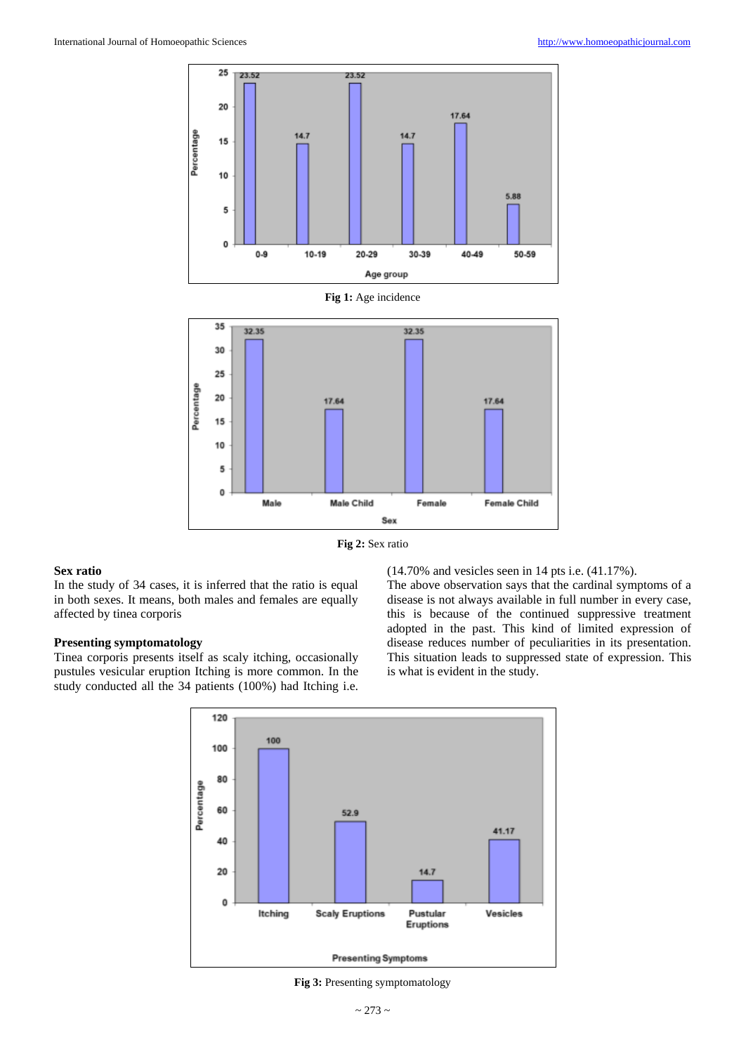Fig 1: Age incidence

Fig 2: Sex ratio

**Sex ratio**

In the study of 34 cases, it is inferred that the ratio is equal in both sexes. It means, both males and females are equally affected by tinea corporis

**Presenting symptomatology**

Tinea corporis presents itself as scaly itching, occasionally pustules vesicular eruption Itching is more common. In the study conducted all the 34 patients (100%) had Itching i.e. (14.70% and vesicles seen in 14 pts i.e. (41.17%).

The above observation says that the cardinal symptoms of a disease is not always available in full number in every case, this is because of the continued suppressive treatment adopted in the past. This kind of limited expression of disease reduces number of peculiarities in its presentation. This situation leads to suppressed state of expression. This is what is evident in the study.

Fig 3: Presenting symptomatology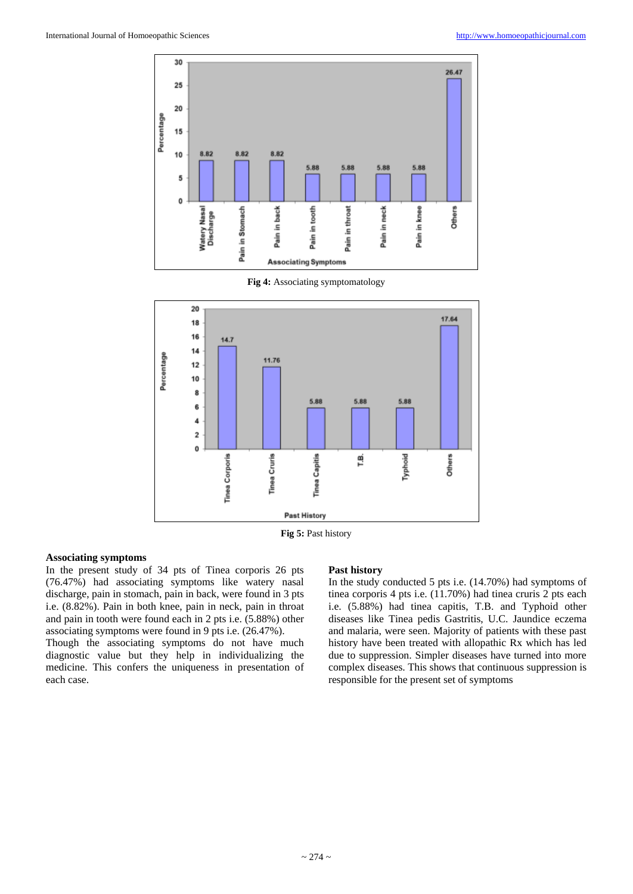Fig 4: Associating symptomatology

Fig 5: Past history

### Associating symptoms

In the present study of 34 pts of Tinea corporis 26 pts (76.47%) had associating symptoms like watery nasal discharge, pain in stomach, pain in back, were found in 3 pts i.e. (8.82%). Pain in both knee, pain in neck, pain in throat and pain in tooth were found each in 2 pts i.e. (5.88%) other associating symptoms were found in 9 pts i.e. (26.47%).

Though the associating symptoms do not have much diagnostic value but they help in individualizing the medicine. This confers the uniqueness in presentation of each case.

### Past history

In the study conducted 5 pts i.e. (14.70%) had symptoms of tinea corporis 4 pts i.e. (11.70%) had tinea cruris 2 pts each i.e. (5.88%) had tinea capitis, T.B. and Typhoid other diseases like Tinea pedis Gastritis, U.C. Jaundice eczema and malaria, were seen. Majority of patients with these past history have been treated with allopathic Rx which has led due to suppression. Simpler diseases have turned into more complex diseases. This shows that continuous suppression is responsible for the present set of symptoms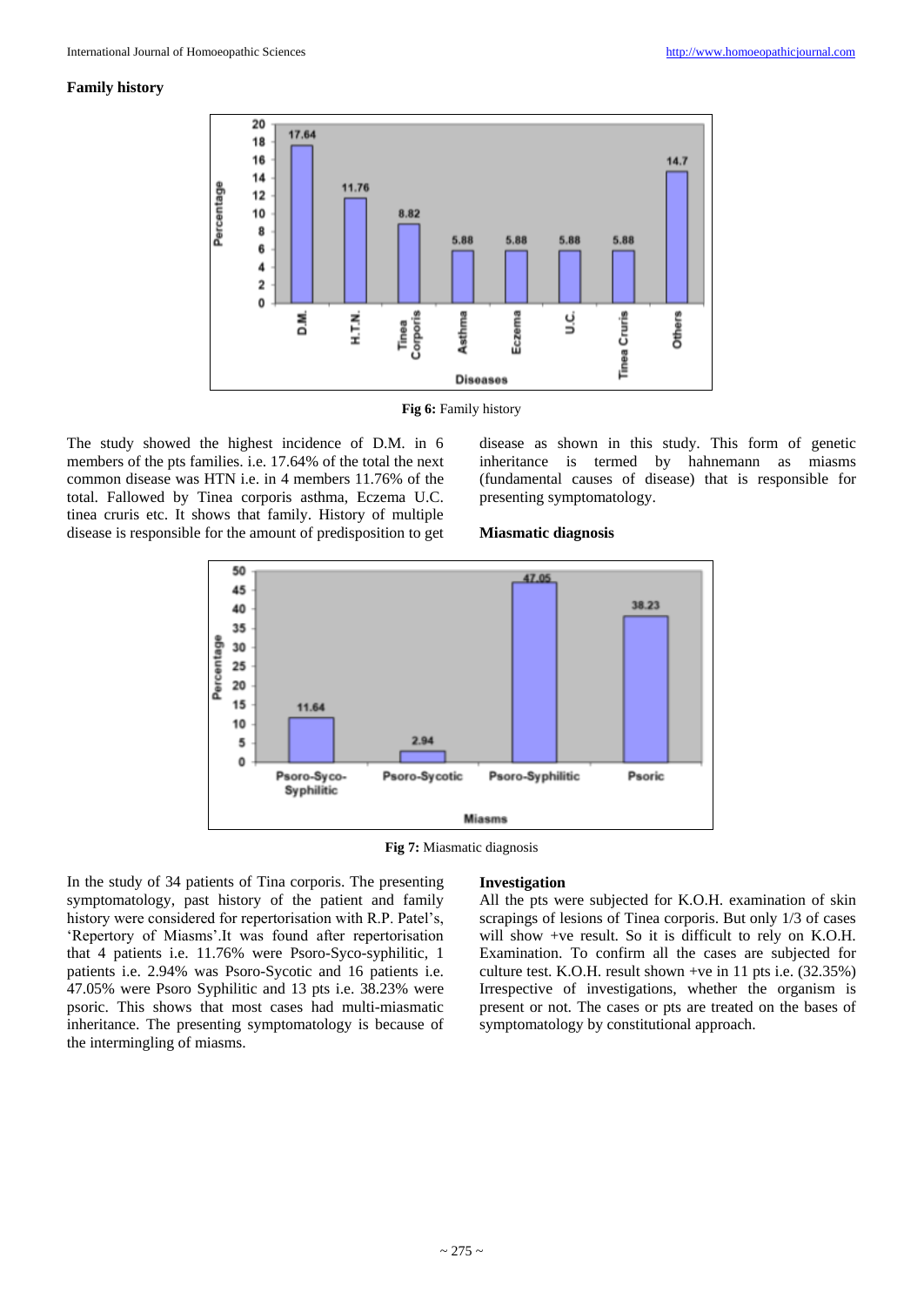**Family history**

Fig 6: Family history

The study showed the highest incidence of D.M. in 6 members of the pts families. i.e. 17.64% of the total the next common disease was HTN i.e. in 4 members 11.76% of the total. Fallowed by Tinea corporis asthma, Eczema U.C. tinea cruris etc. It shows that family. History of multiple disease is responsible for the amount of predisposition to get disease as shown in this study. This form of genetic inheritance is termed by hahnemann as miasms (fundamental causes of disease) that is responsible for presenting symptomatology.

**Miasmatic diagnosis**

Fig 7: Miasmatic diagnosis

In the study of 34 patients of Tina corporis. The presenting symptomatology, past history of the patient and family history were considered for repertorisation with R.P. Patel's, 'Repertory of Miasms'.It was found after repertorisation that 4 patients i.e. 11.76% were Psoro-Syco-syphilitic, 1 patients i.e. 2.94% was Psoro-Sycotic and 16 patients i.e. 47.05% were Psoro Syphilitic and 13 pts i.e. 38.23% were psoric. This shows that most cases had multi-miasmatic inheritance. The presenting symptomatology is because of the intermingling of miasms.

**Investigation**

All the pts were subjected for K.O.H. examination of skin scrapings of lesions of Tinea corporis. But only 1/3 of cases will show +ve result. So it is difficult to rely on K.O.H. Examination. To confirm all the cases are subjected for culture test. K.O.H. result shown +ve in 11 pts i.e. (32.35%) Irrespective of investigations, whether the organism is present or not. The cases or pts are treated on the bases of symptomatology by constitutional approach.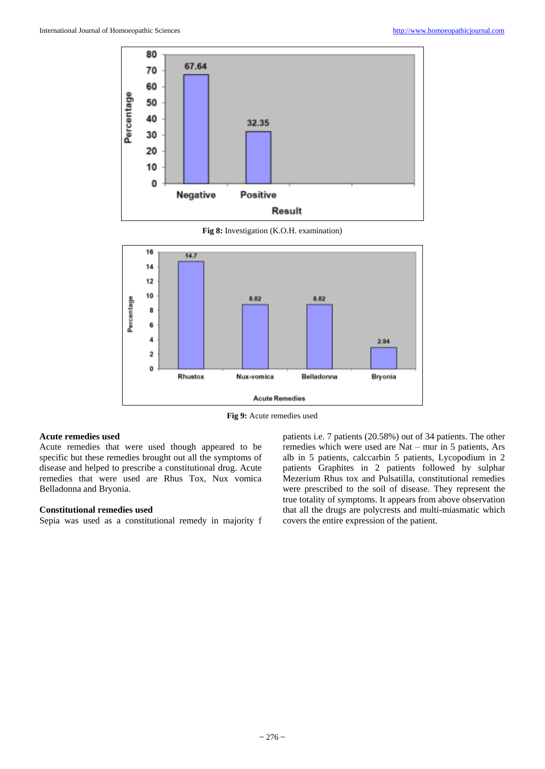Fig 8: Investigation (K.O.H. examination)

Fig 9: Acute remedies used

### Acute remedies used

Acute remedies that were used though appeared to be specific but these remedies brought out all the symptoms of disease and helped to prescribe a constitutional drug. Acute remedies that were used are Rhus Tox, Nux vomica Belladonna and Bryonia.

### Constitutional remedies used

Sepia was used as a constitutional remedy in majority f patients i.e. 7 patients (20.58%) out of 34 patients. The other remedies which were used are Nat – mur in 5 patients, Ars alb in 5 patients, calccarbin 5 patients, Lycopodium in 2 patients Graphites in 2 patients followed by sulphar Mezerium Rhus tox and Pulsatilla, constitutional remedies were prescribed to the soil of disease. They represent the true totality of symptoms. It appears from above observation that all the drugs are polycrests and multi-miasmatic which covers the entire expression of the patient.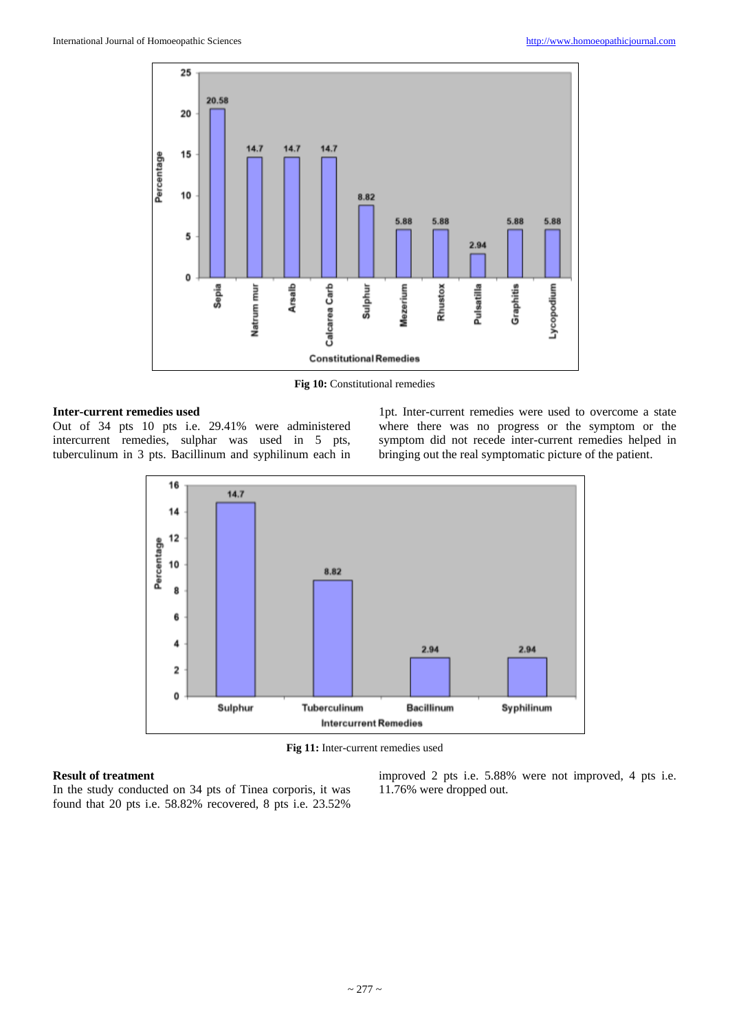Fig 10: Constitutional remedies

### Inter-current remedies used

Out of 34 pts 10 pts i.e. 29.41% were administered intercurrent remedies, sulphar was used in 5 pts, tuberculinum in 3 pts. Bacillinum and syphilinum each in 1pt. Inter-current remedies were used to overcome a state where there was no progress or the symptom or the symptom did not recede inter-current remedies helped in bringing out the real symptomatic picture of the patient.

Fig 11: Inter-current remedies used

### Result of treatment

In the study conducted on 34 pts of Tinea corporis, it was found that 20 pts i.e. 58.82% recovered, 8 pts i.e. 23.52% improved 2 pts i.e. 5.88% were not improved, 4 pts i.e. 11.76% were dropped out.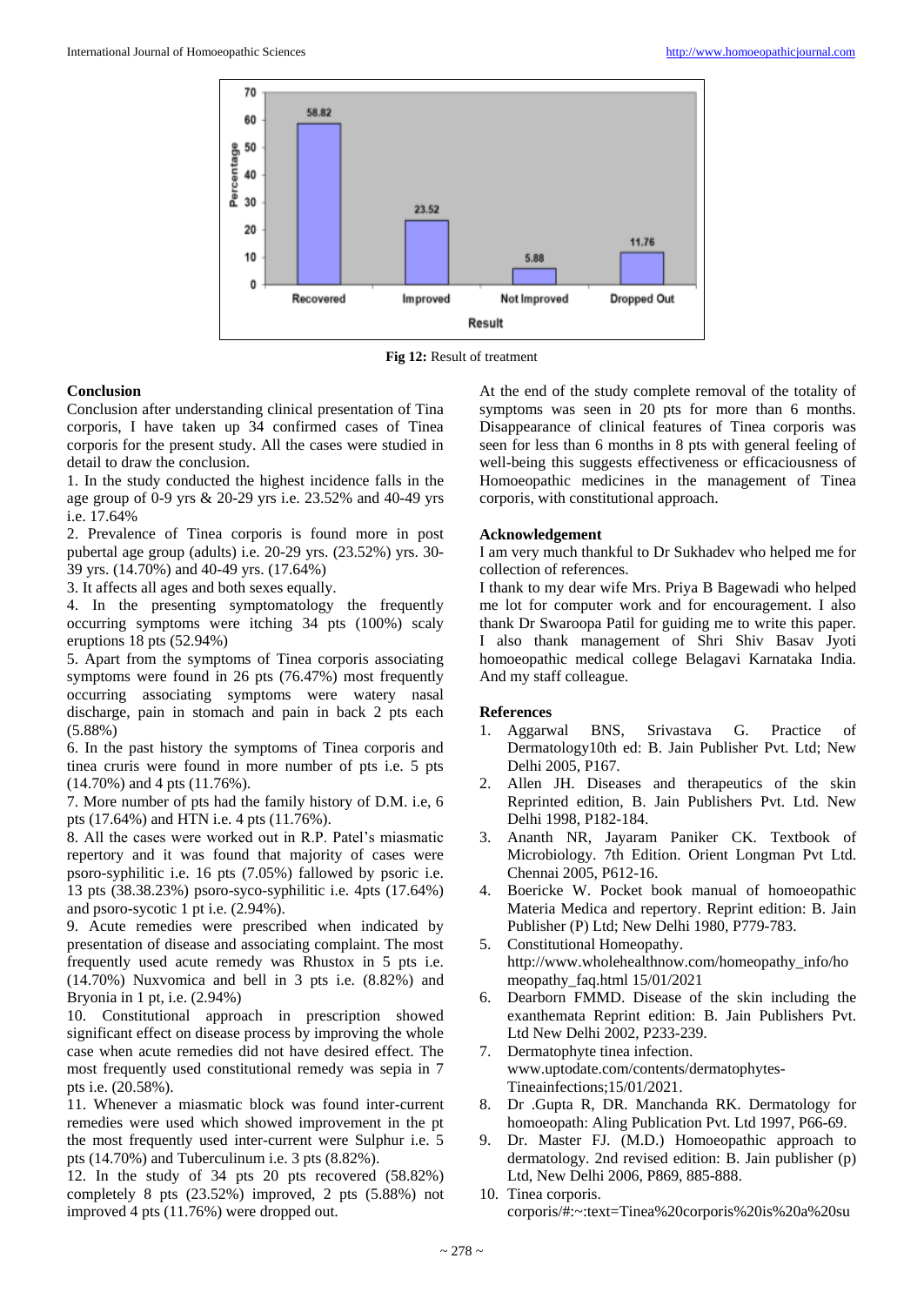Fig 12: Result of treatment

## Conclusion

Conclusion after understanding clinical presentation of Tina corporis, I have taken up 34 confirmed cases of Tinea corporis for the present study. All the cases were studied in detail to draw the conclusion.

1. In the study conducted the highest incidence falls in the age group of 0-9 yrs & 20-29 yrs i.e. 23.52% and 40-49 yrs i.e. 17.64%
2. Prevalence of Tinea corporis is found more in post pubertal age group (adults) i.e. 20-29 yrs. (23.52%) yrs. 30-39 yrs. (14.70%) and 40-49 yrs. (17.64%)
3. It affects all ages and both sexes equally.
4. In the presenting symptomatology the frequently occurring symptoms were itching 34 pts (100%) scaly eruptions 18 pts (52.94%)
5. Apart from the symptoms of Tinea corporis associating symptoms were found in 26 pts (76.47%) most frequently occurring associating symptoms were watery nasal discharge, pain in stomach and pain in back 2 pts each (5.88%)
6. In the past history the symptoms of Tinea corporis and tinea cruris were found in more number of pts i.e. 5 pts (14.70%) and 4 pts (11.76%).
7. More number of pts had the family history of D.M. i.e, 6 pts (17.64%) and HTN i.e. 4 pts (11.76%).
8. All the cases were worked out in R.P. Patel's miasmatic repertory and it was found that majority of cases were psoro-syphilitic i.e. 16 pts (7.05%) fallowed by psoric i.e. 13 pts (38.38.23%) psoro-syco-syphilitic i.e. 4pts (17.64%) and psoro-sycotic 1 pt i.e. (2.94%).
9. Acute remedies were prescribed when indicated by presentation of disease and associating complaint. The most frequently used acute remedy was Rhustox in 5 pts i.e. (14.70%) Nuxvomica and bell in 3 pts i.e. (8.82%) and Bryonia in 1 pt, i.e. (2.94%)
10. Constitutional approach in prescription showed significant effect on disease process by improving the whole case when acute remedies did not have desired effect. The most frequently used constitutional remedy was sepia in 7 pts i.e. (20.58%).
11. Whenever a miasmatic block was found inter-current remedies were used which showed improvement in the pt the most frequently used inter-current were Sulphur i.e. 5 pts (14.70%) and Tuberculinum i.e. 3 pts (8.82%).
12. In the study of 34 pts 20 pts recovered (58.82%) completely 8 pts (23.52%) improved, 2 pts (5.88%) not improved 4 pts (11.76%) were dropped out.

At the end of the study complete removal of the totality of symptoms was seen in 20 pts for more than 6 months. Disappearance of clinical features of Tinea corporis was seen for less than 6 months in 8 pts with general feeling of well-being this suggests effectiveness or efficaciousness of Homoeopathic medicines in the management of Tinea corporis, with constitutional approach.

## Acknowledgement

I am very much thankful to Dr Sukhadev who helped me for collection of references.

I thank to my dear wife Mrs. Priya B Bagewadi who helped me lot for computer work and for encouragement. I also thank Dr Swaroopa Patil for guiding me to write this paper. I also thank management of Shri Shiv Basav Jyoti homoeopathic medical college Belagavi Karnataka India. And my staff colleague.

## References

1. Aggarwal BNS, Srivastava G. Practice of Dermatology10th ed: B. Jain Publisher Pvt. Ltd; New Delhi 2005, P167.
2. Allen JH. Diseases and therapeutics of the skin Reprinted edition, B. Jain Publishers Pvt. Ltd. New Delhi 1998, P182-184.
3. Ananth NR, Jayaram Paniker CK. Textbook of Microbiology. 7th Edition. Orient Longman Pvt Ltd. Chennai 2005, P612-16.
4. Boericke W. Pocket book manual of homoeopathic Materia Medica and repertory. Reprint edition: B. Jain Publisher (P) Ltd; New Delhi 1980, P779-783.
5. Constitutional Homeopathy. http://www.wholehealthnow.com/homeopathy_info/homeopathy_faq.html 15/01/2021
6. Dearborn FMMD. Disease of the skin including the exanthemata Reprint edition: B. Jain Publishers Pvt. Ltd New Delhi 2002, P233-239.
7. Dermatophyte tinea infection. www.uptodate.com/contents/dermatophytes-Tineainfections;15/01/2021.
8. Dr .Gupta R, DR. Manchanda RK. Dermatology for homoeopath: Aling Publication Pvt. Ltd 1997, P66-69.
9. Dr. Master FJ. (M.D.) Homoeopathic approach to dermatology. 2nd revised edition: B. Jain publisher (p) Ltd, New Delhi 2006, P869, 885-888.
10. Tinea corporis. corporis/#:~:text=Tinea%20corporis%20is%20a%20su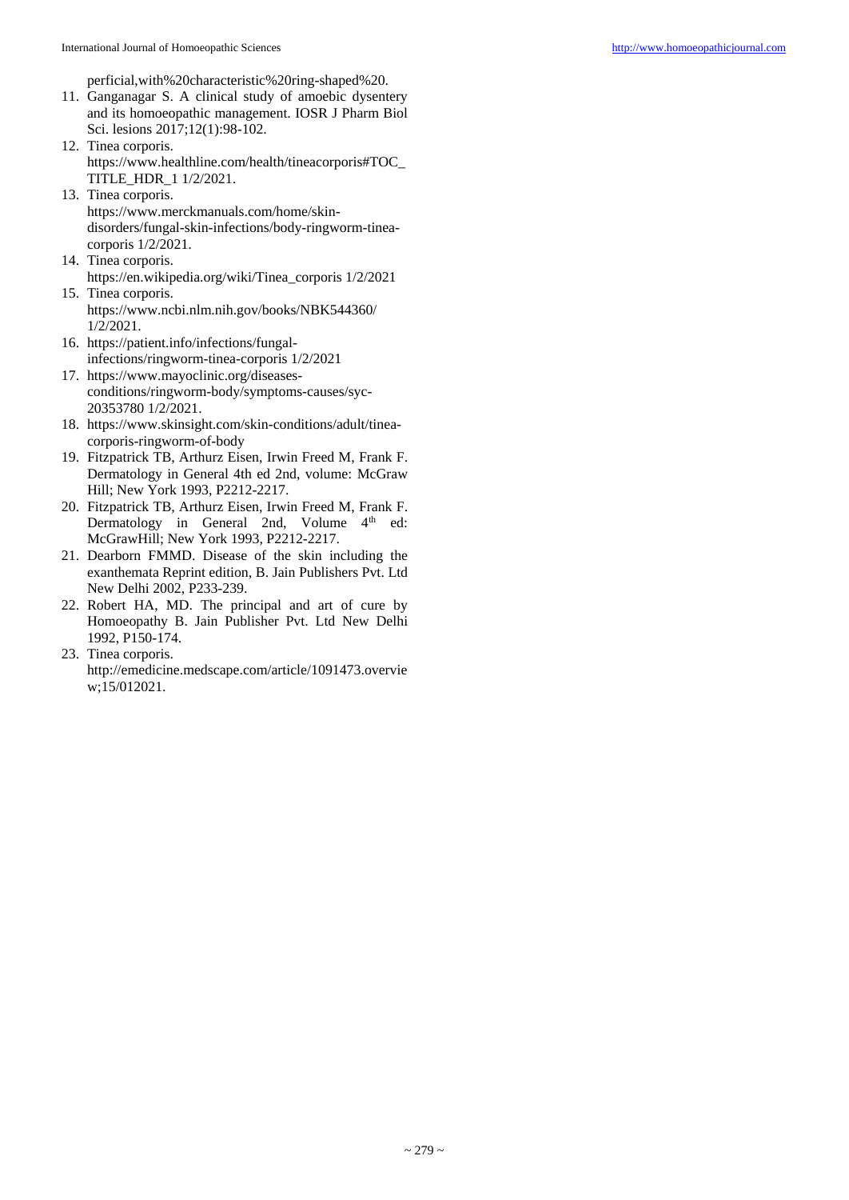perficial,with%20characteristic%20ring-shaped%20.

11. Ganganagar S. A clinical study of amoebic dysentery and its homoeopathic management. IOSR J Pharm Biol Sci. lesions 2017;12(1):98-102.
12. Tinea corporis. https://www.healthline.com/health/tineacorporis#TOC_TITLE_HDR_1 1/2/2021.
13. Tinea corporis. https://www.merckmanuals.com/home/skin-disorders/fungal-skin-infections/body-ringworm-tinea-corporis 1/2/2021.
14. Tinea corporis. https://en.wikipedia.org/wiki/Tinea_corporis 1/2/2021
15. Tinea corporis. https://www.ncbi.nlm.nih.gov/books/NBK544360/ 1/2/2021.
16. https://patient.info/infections/fungal-infections/ringworm-tinea-corporis 1/2/2021
17. https://www.mayoclinic.org/diseases-conditions/ringworm-body/symptoms-causes/syc-20353780 1/2/2021.
18. https://www.skinsight.com/skin-conditions/adult/tinea-corporis-ringworm-of-body
19. Fitzpatrick TB, Arthurz Eisen, Irwin Freed M, Frank F. Dermatology in General 4th ed 2nd, volume: McGraw Hill; New York 1993, P2212-2217.
20. Fitzpatrick TB, Arthurz Eisen, Irwin Freed M, Frank F. Dermatology in General 2nd, Volume 4th ed: McGrawHill; New York 1993, P2212-2217.
21. Dearborn FMMD. Disease of the skin including the exanthemata Reprint edition, B. Jain Publishers Pvt. Ltd New Delhi 2002, P233-239.
22. Robert HA, MD. The principal and art of cure by Homoeopathy B. Jain Publisher Pvt. Ltd New Delhi 1992, P150-174.
23. Tinea corporis. http://emedicine.medscape.com/article/1091473.overview;15/012021.